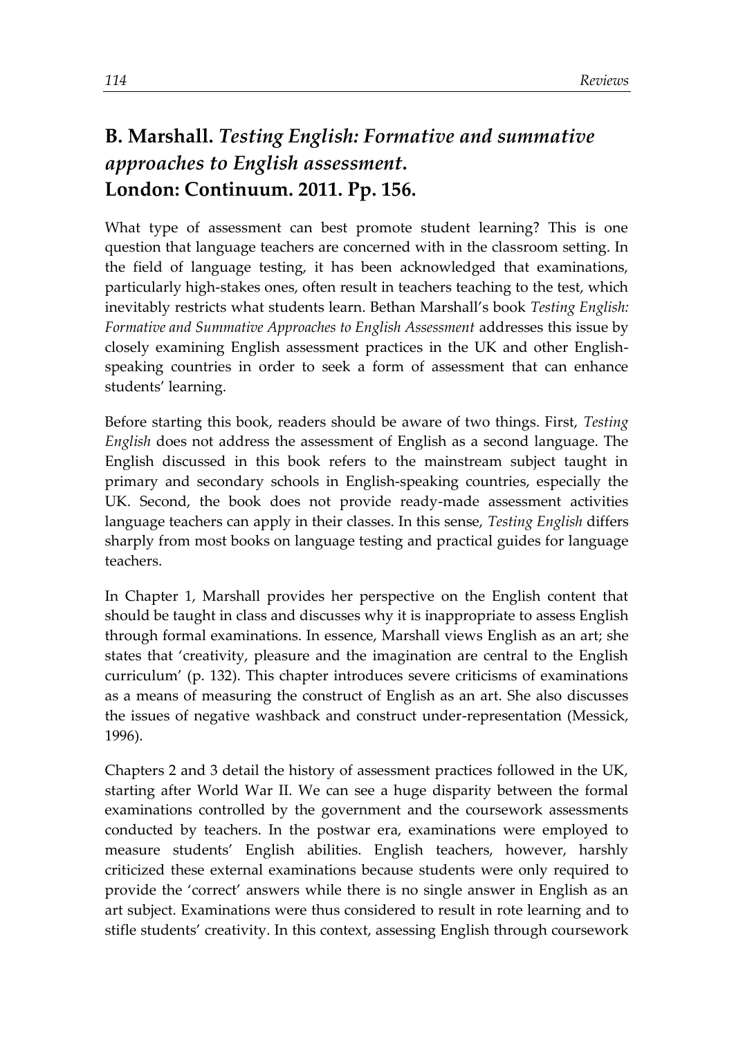## B. Marshall. *Testing English: Formative and summative approaches to English assessment.* London: Continuum. 2011. Pp. 156.

What type of assessment can best promote student learning? This is one question that language teachers are concerned with in the classroom setting. In the field of language testing, it has been acknowledged that examinations, particularly high-stakes ones, often result in teachers teaching to the test, which inevitably restricts what students learn. Bethan Marshall's book *Testing English: Formative and Summative Approaches to English Assessment* addresses this issue by closely examining English assessment practices in the UK and other English-speaking countries in order to seek a form of assessment that can enhance students' learning.

Before starting this book, readers should be aware of two things. First, *Testing English* does not address the assessment of English as a second language. The English discussed in this book refers to the mainstream subject taught in primary and secondary schools in English-speaking countries, especially the UK. Second, the book does not provide ready-made assessment activities language teachers can apply in their classes. In this sense, *Testing English* differs sharply from most books on language testing and practical guides for language teachers.

In Chapter 1, Marshall provides her perspective on the English content that should be taught in class and discusses why it is inappropriate to assess English through formal examinations. In essence, Marshall views English as an art; she states that 'creativity, pleasure and the imagination are central to the English curriculum' (p. 132). This chapter introduces severe criticisms of examinations as a means of measuring the construct of English as an art. She also discusses the issues of negative washback and construct under-representation (Messick, 1996).

Chapters 2 and 3 detail the history of assessment practices followed in the UK, starting after World War II. We can see a huge disparity between the formal examinations controlled by the government and the coursework assessments conducted by teachers. In the postwar era, examinations were employed to measure students' English abilities. English teachers, however, harshly criticized these external examinations because students were only required to provide the 'correct' answers while there is no single answer in English as an art subject. Examinations were thus considered to result in rote learning and to stifle students' creativity. In this context, assessing English through coursework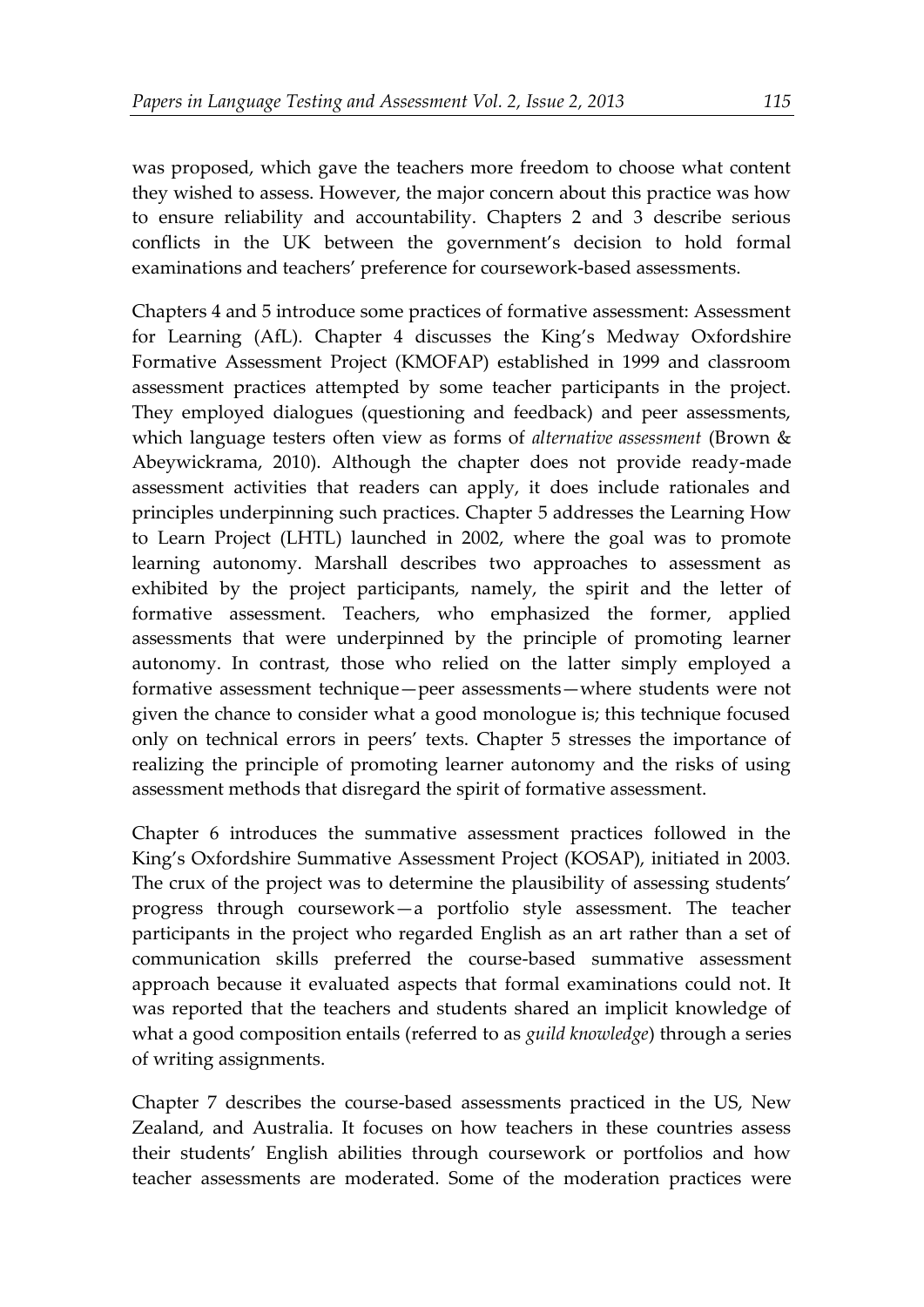was proposed, which gave the teachers more freedom to choose what content they wished to assess. However, the major concern about this practice was how to ensure reliability and accountability. Chapters 2 and 3 describe serious conflicts in the UK between the government's decision to hold formal examinations and teachers' preference for coursework-based assessments.

Chapters 4 and 5 introduce some practices of formative assessment: Assessment for Learning (AfL). Chapter 4 discusses the King's Medway Oxfordshire Formative Assessment Project (KMOFAP) established in 1999 and classroom assessment practices attempted by some teacher participants in the project. They employed dialogues (questioning and feedback) and peer assessments, which language testers often view as forms of *alternative assessment* (Brown & Abeywickrama, 2010). Although the chapter does not provide ready-made assessment activities that readers can apply, it does include rationales and principles underpinning such practices. Chapter 5 addresses the Learning How to Learn Project (LHTL) launched in 2002, where the goal was to promote learning autonomy. Marshall describes two approaches to assessment as exhibited by the project participants, namely, the spirit and the letter of formative assessment. Teachers, who emphasized the former, applied assessments that were underpinned by the principle of promoting learner autonomy. In contrast, those who relied on the latter simply employed a formative assessment technique—peer assessments—where students were not given the chance to consider what a good monologue is; this technique focused only on technical errors in peers' texts. Chapter 5 stresses the importance of realizing the principle of promoting learner autonomy and the risks of using assessment methods that disregard the spirit of formative assessment.

Chapter 6 introduces the summative assessment practices followed in the King's Oxfordshire Summative Assessment Project (KOSAP), initiated in 2003. The crux of the project was to determine the plausibility of assessing students' progress through coursework—a portfolio style assessment. The teacher participants in the project who regarded English as an art rather than a set of communication skills preferred the course-based summative assessment approach because it evaluated aspects that formal examinations could not. It was reported that the teachers and students shared an implicit knowledge of what a good composition entails (referred to as *guild knowledge*) through a series of writing assignments.

Chapter 7 describes the course-based assessments practiced in the US, New Zealand, and Australia. It focuses on how teachers in these countries assess their students' English abilities through coursework or portfolios and how teacher assessments are moderated. Some of the moderation practices were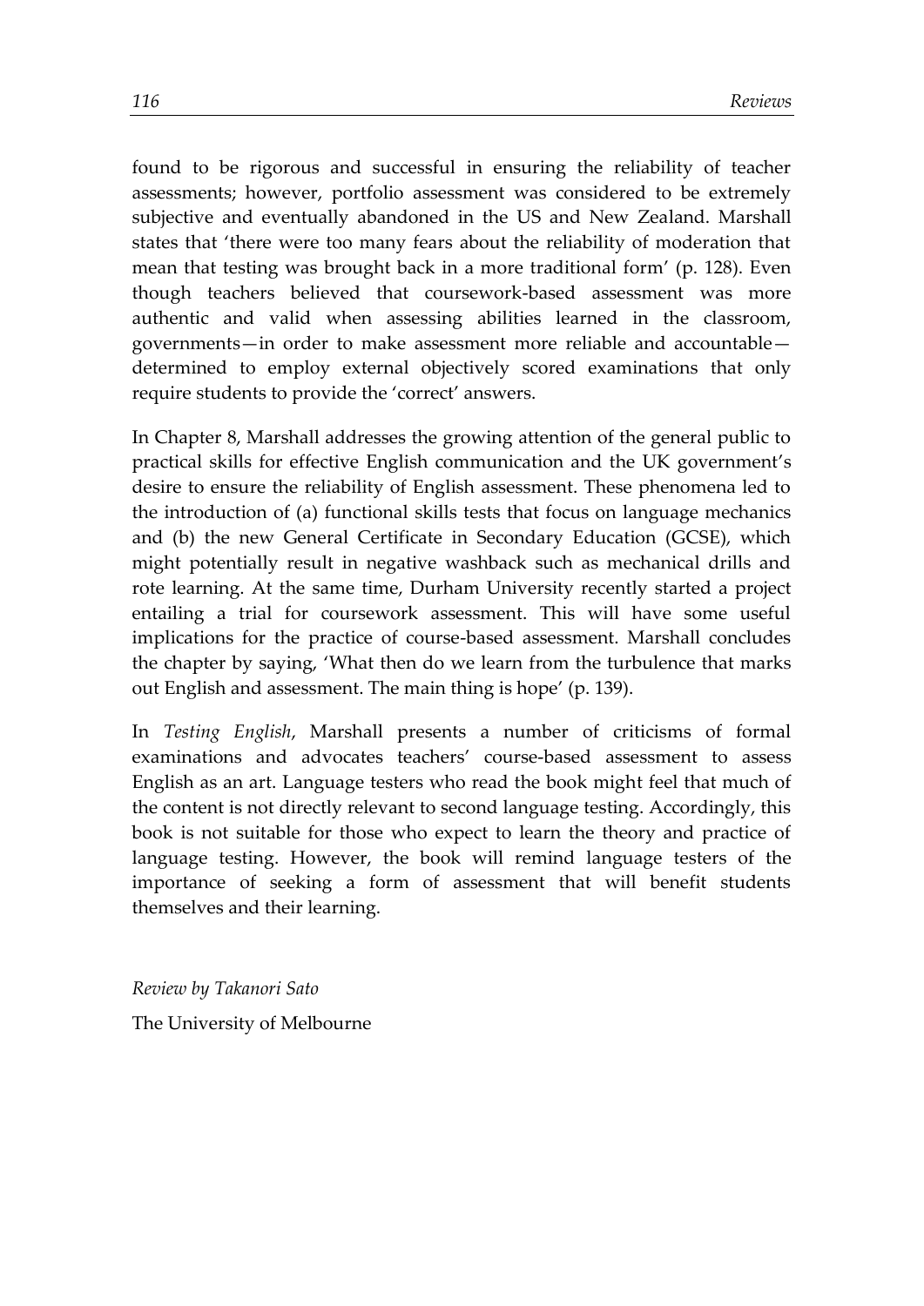found to be rigorous and successful in ensuring the reliability of teacher assessments; however, portfolio assessment was considered to be extremely subjective and eventually abandoned in the US and New Zealand. Marshall states that 'there were too many fears about the reliability of moderation that mean that testing was brought back in a more traditional form' (p. 128). Even though teachers believed that coursework-based assessment was more authentic and valid when assessing abilities learned in the classroom, governments—in order to make assessment more reliable and accountable—determined to employ external objectively scored examinations that only require students to provide the 'correct' answers.

In Chapter 8, Marshall addresses the growing attention of the general public to practical skills for effective English communication and the UK government's desire to ensure the reliability of English assessment. These phenomena led to the introduction of (a) functional skills tests that focus on language mechanics and (b) the new General Certificate in Secondary Education (GCSE), which might potentially result in negative washback such as mechanical drills and rote learning. At the same time, Durham University recently started a project entailing a trial for coursework assessment. This will have some useful implications for the practice of course-based assessment. Marshall concludes the chapter by saying, 'What then do we learn from the turbulence that marks out English and assessment. The main thing is hope' (p. 139).

In *Testing English*, Marshall presents a number of criticisms of formal examinations and advocates teachers' course-based assessment to assess English as an art. Language testers who read the book might feel that much of the content is not directly relevant to second language testing. Accordingly, this book is not suitable for those who expect to learn the theory and practice of language testing. However, the book will remind language testers of the importance of seeking a form of assessment that will benefit students themselves and their learning.

*Review by Takanori Sato*

The University of Melbourne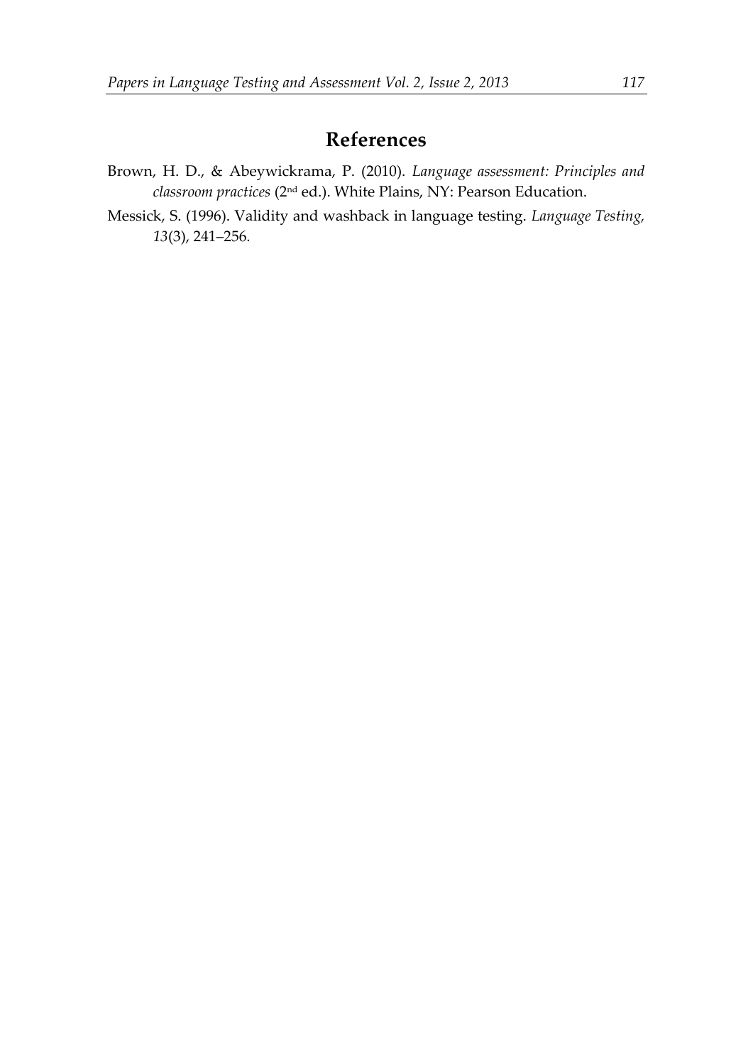## References

Brown, H. D., & Abeywickrama, P. (2010). *Language assessment: Principles and classroom practices* (2nd ed.). White Plains, NY: Pearson Education.

Messick, S. (1996). Validity and washback in language testing. *Language Testing, 13*(3), 241–256.